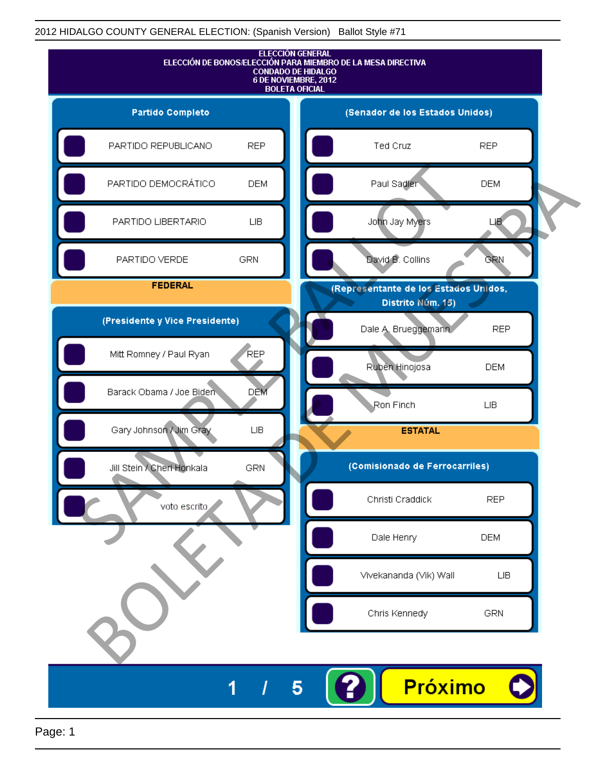# ELECCIÓN GENERAL
## ELECCIÓN DE BONOS/ELECCIÓN PARA MIEMBRO DE LA MESA DIRECTIVA
### CONDADO DE HIDALGO
### 6 DE NOVIEMBRE, 2012
### BOLETA OFICIAL

**Partido Completo**

| Partido | |
|---|---|
| PARTIDO REPUBLICANO | REP |
| PARTIDO DEMOCRÁTICO | DEM |
| PARTIDO LIBERTARIO | LIB |
| PARTIDO VERDE | GRN |

**FEDERAL**

**(Presidente y Vice Presidente)**

| Candidato | Partido |
|---|---|
| Mitt Romney / Paul Ryan | REP |
| Barack Obama / Joe Biden | DEM |
| Gary Johnson / Jim Gray | LIB |
| Jill Stein / Cheri Honkala | GRN |
| voto escrito | |

**(Senador de los Estados Unidos)**

| Candidato | Partido |
|---|---|
| Ted Cruz | REP |
| Paul Sadler | DEM |
| John Jay Myers | LIB |
| David B. Collins | GRN |

**(Representante de los Estados Unidos, Distrito Núm. 15)**

| Candidato | Partido |
|---|---|
| Dale A. Brueggemann | REP |
| Rubén Hinojosa | DEM |
| Ron Finch | LIB |

**ESTATAL**

**(Comisionado de Ferrocarriles)**

| Candidato | Partido |
|---|---|
| Christi Craddick | REP |
| Dale Henry | DEM |
| Vivekananda (Vik) Wall | LIB |
| Chris Kennedy | GRN |

1 / 5

Próximo

SAMPLE BALLOT
BOLETA DE MUESTRA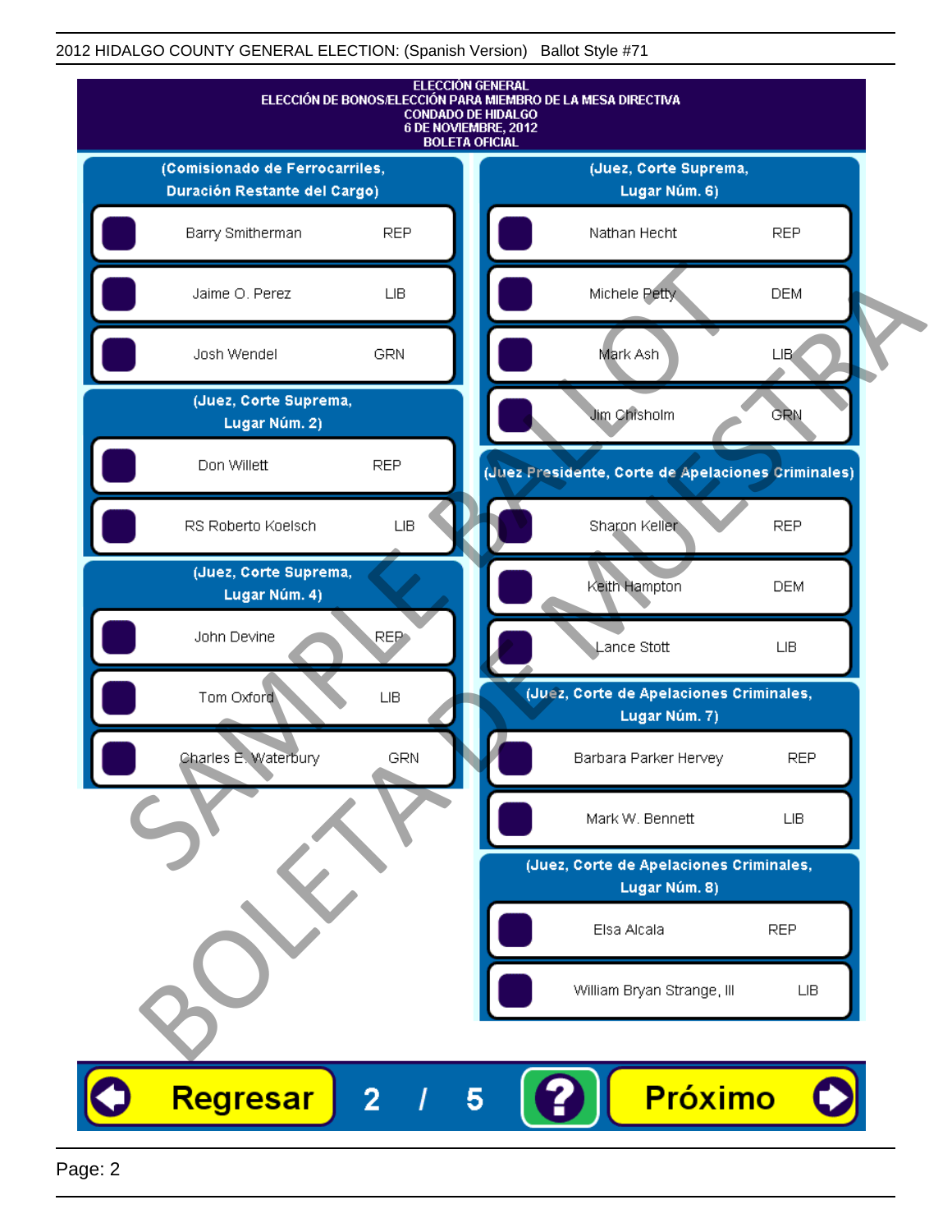# ELECCIÓN GENERAL
## ELECCIÓN DE BONOS/ELECCIÓN PARA MIEMBRO DE LA MESA DIRECTIVA
## CONDADO DE HIDALGO
## 6 DE NOVIEMBRE, 2012
## BOLETA OFICIAL

### (Comisionado de Ferrocarriles, Duración Restante del Cargo)

| Candidato | Partido |
|---|---|
| Barry Smitherman | REP |
| Jaime O. Perez | LIB |
| Josh Wendel | GRN |

### (Juez, Corte Suprema, Lugar Núm. 2)

| Candidato | Partido |
|---|---|
| Don Willett | REP |
| RS Roberto Koelsch | LIB |

### (Juez, Corte Suprema, Lugar Núm. 4)

| Candidato | Partido |
|---|---|
| John Devine | REP |
| Tom Oxford | LIB |
| Charles E. Waterbury | GRN |

### (Juez, Corte Suprema, Lugar Núm. 6)

| Candidato | Partido |
|---|---|
| Nathan Hecht | REP |
| Michele Petty | DEM |
| Mark Ash | LIB |
| Jim Chisholm | GRN |

### (Juez Presidente, Corte de Apelaciones Criminales)

| Candidato | Partido |
|---|---|
| Sharon Keller | REP |
| Keith Hampton | DEM |
| Lance Stott | LIB |

### (Juez, Corte de Apelaciones Criminales, Lugar Núm. 7)

| Candidato | Partido |
|---|---|
| Barbara Parker Hervey | REP |
| Mark W. Bennett | LIB |

### (Juez, Corte de Apelaciones Criminales, Lugar Núm. 8)

| Candidato | Partido |
|---|---|
| Elsa Alcala | REP |
| William Bryan Strange, III | LIB |

SAMPLE BALLOT
BOLETA DE MUESTRA

Regresar 2 / 5 ? Próximo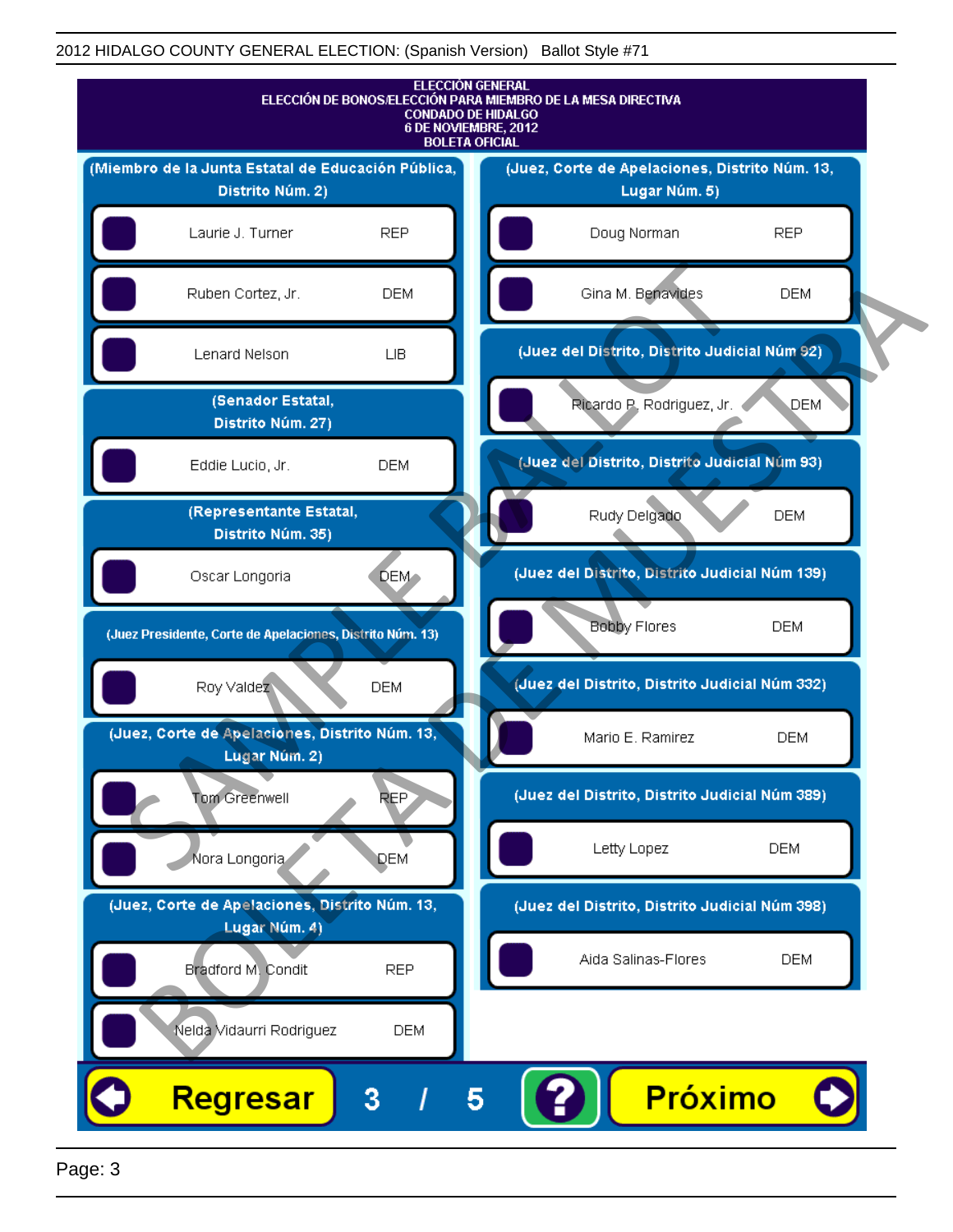2012 HIDALGO COUNTY GENERAL ELECTION: (Spanish Version) Ballot Style #71

# ELECCIÓN GENERAL
## ELECCIÓN DE BONOS/ELECCIÓN PARA MIEMBRO DE LA MESA DIRECTIVA
## CONDADO DE HIDALGO
## 6 DE NOVIEMBRE, 2012
## BOLETA OFICIAL

### (Miembro de la Junta Estatal de Educación Pública, Distrito Núm. 2)

| Candidato | Partido |
|---|---|
| Laurie J. Turner | REP |
| Ruben Cortez, Jr. | DEM |
| Lenard Nelson | LIB |

### (Senador Estatal, Distrito Núm. 27)

| Candidato | Partido |
|---|---|
| Eddie Lucio, Jr. | DEM |

### (Representante Estatal, Distrito Núm. 35)

| Candidato | Partido |
|---|---|
| Oscar Longoria | DEM |

### (Juez Presidente, Corte de Apelaciones, Distrito Núm. 13)

| Candidato | Partido |
|---|---|
| Roy Valdez | DEM |

### (Juez, Corte de Apelaciones, Distrito Núm. 13, Lugar Núm. 2)

| Candidato | Partido |
|---|---|
| Tom Greenwell | REP |
| Nora Longoria | DEM |

### (Juez, Corte de Apelaciones, Distrito Núm. 13, Lugar Núm. 4)

| Candidato | Partido |
|---|---|
| Bradford M. Condit | REP |
| Nelda Vidaurri Rodriguez | DEM |

### (Juez, Corte de Apelaciones, Distrito Núm. 13, Lugar Núm. 5)

| Candidato | Partido |
|---|---|
| Doug Norman | REP |
| Gina M. Benavides | DEM |

### (Juez del Distrito, Distrito Judicial Núm 92)

| Candidato | Partido |
|---|---|
| Ricardo P. Rodriguez, Jr. | DEM |

### (Juez del Distrito, Distrito Judicial Núm 93)

| Candidato | Partido |
|---|---|
| Rudy Delgado | DEM |

### (Juez del Distrito, Distrito Judicial Núm 139)

| Candidato | Partido |
|---|---|
| Bobby Flores | DEM |

### (Juez del Distrito, Distrito Judicial Núm 332)

| Candidato | Partido |
|---|---|
| Mario E. Ramirez | DEM |

### (Juez del Distrito, Distrito Judicial Núm 389)

| Candidato | Partido |
|---|---|
| Letty Lopez | DEM |

### (Juez del Distrito, Distrito Judicial Núm 398)

| Candidato | Partido |
|---|---|
| Aida Salinas-Flores | DEM |

Regresar 3 / 5 ? Próximo

SAMPLE BALLOT / BOLETA DE MUESTRA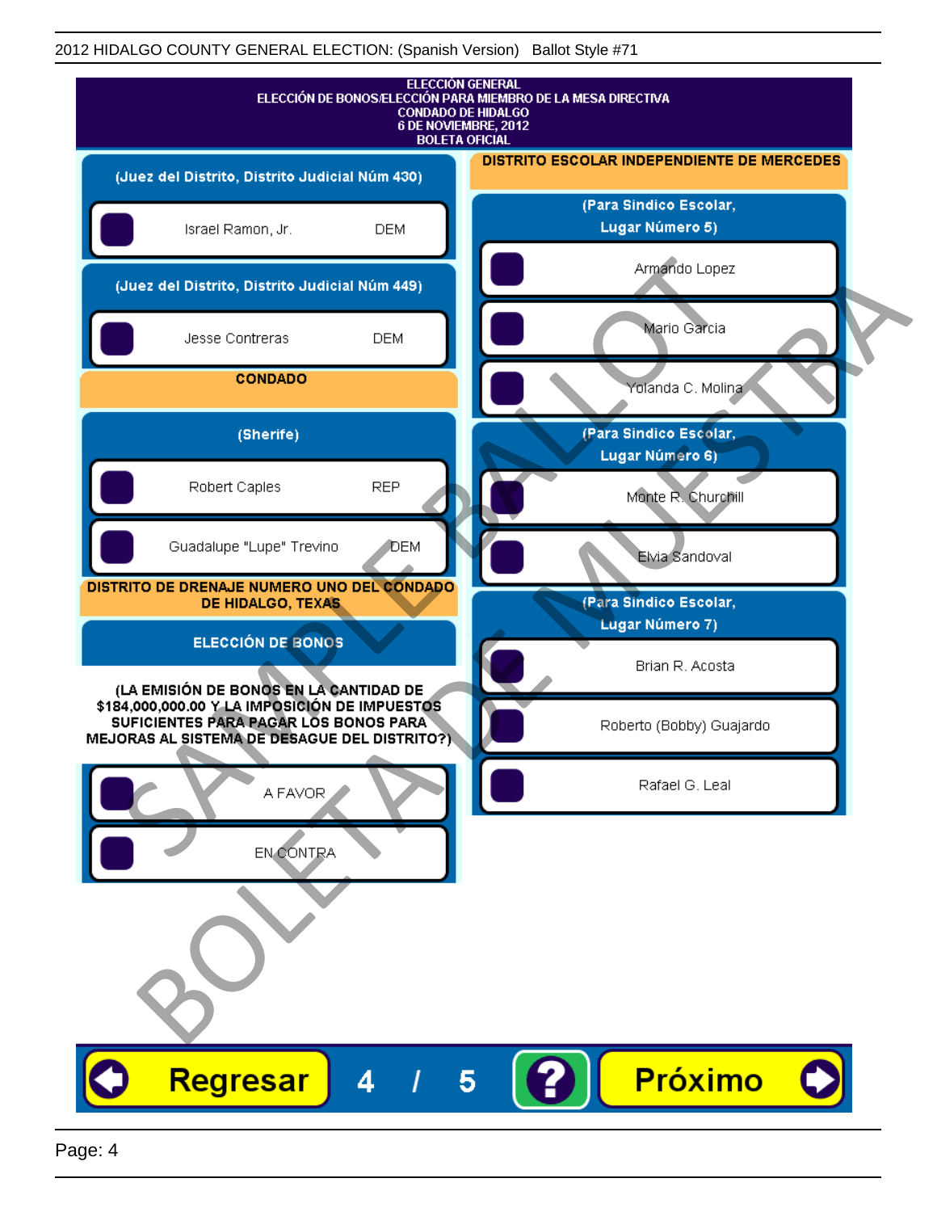2012 HIDALGO COUNTY GENERAL ELECTION: (Spanish Version) Ballot Style #71

**ELECCIÓN GENERAL**
**ELECCIÓN DE BONOS/ELECCIÓN PARA MIEMBRO DE LA MESA DIRECTIVA**
**CONDADO DE HIDALGO**
**6 DE NOVIEMBRE, 2012**
**BOLETA OFICIAL**

### (Juez del Distrito, Distrito Judicial Núm 430)

- Israel Ramon, Jr. — DEM

### (Juez del Distrito, Distrito Judicial Núm 449)

- Jesse Contreras — DEM

## CONDADO

### (Sherife)

- Robert Caples — REP
- Guadalupe "Lupe" Trevino — DEM

## DISTRITO DE DRENAJE NUMERO UNO DEL CONDADO DE HIDALGO, TEXAS

### ELECCIÓN DE BONOS

**(LA EMISIÓN DE BONOS EN LA CANTIDAD DE $184,000,000.00 Y LA IMPOSICIÓN DE IMPUESTOS SUFICIENTES PARA PAGAR LOS BONOS PARA MEJORAS AL SISTEMA DE DESAGUE DEL DISTRITO?)**

- A FAVOR
- EN CONTRA

## DISTRITO ESCOLAR INDEPENDIENTE DE MERCEDES

### (Para Sindico Escolar, Lugar Número 5)

- Armando Lopez
- Mario Garcia
- Yolanda C. Molina

### (Para Sindico Escolar, Lugar Número 6)

- Monte R. Churchill
- Elvia Sandoval

### (Para Sindico Escolar, Lugar Número 7)

- Brian R. Acosta
- Roberto (Bobby) Guajardo
- Rafael G. Leal

Regresar 4 / 5 ? Próximo

SAMPLE BALLOT BOLETA DE MUESTRA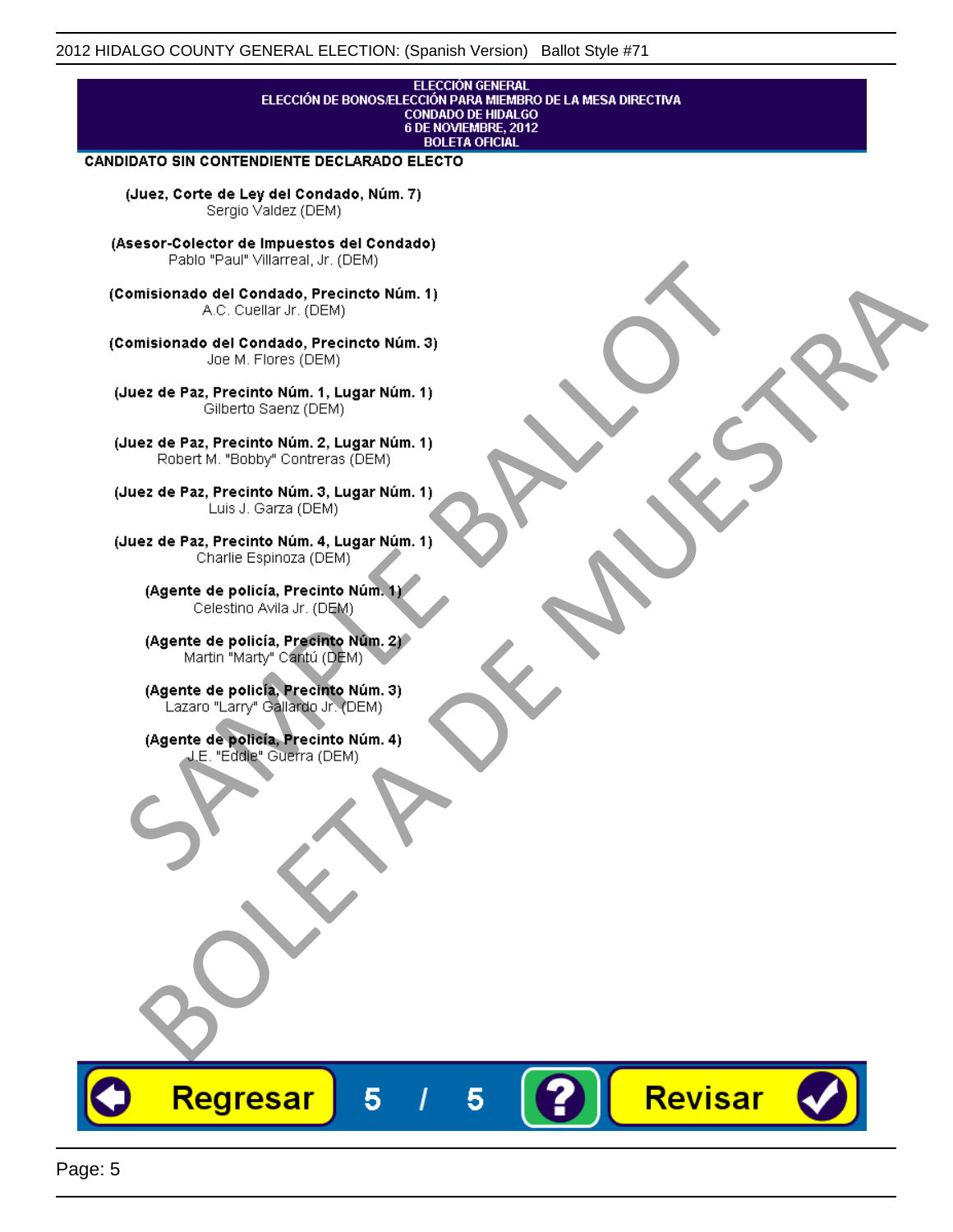ELECCIÓN GENERAL
ELECCIÓN DE BONOS/ELECCIÓN PARA MIEMBRO DE LA MESA DIRECTIVA
CONDADO DE HIDALGO
6 DE NOVIEMBRE, 2012
BOLETA OFICIAL

## CANDIDATO SIN CONTENDIENTE DECLARADO ELECTO

**(Juez, Corte de Ley del Condado, Núm. 7)**
Sergio Valdez (DEM)

**(Asesor-Colector de Impuestos del Condado)**
Pablo "Paul" Villarreal, Jr. (DEM)

**(Comisionado del Condado, Precincto Núm. 1)**
A.C. Cuellar Jr. (DEM)

**(Comisionado del Condado, Precincto Núm. 3)**
Joe M. Flores (DEM)

**(Juez de Paz, Precinto Núm. 1, Lugar Núm. 1)**
Gilberto Saenz (DEM)

**(Juez de Paz, Precinto Núm. 2, Lugar Núm. 1)**
Robert M. "Bobby" Contreras (DEM)

**(Juez de Paz, Precinto Núm. 3, Lugar Núm. 1)**
Luis J. Garza (DEM)

**(Juez de Paz, Precinto Núm. 4, Lugar Núm. 1)**
Charlie Espinoza (DEM)

**(Agente de policía, Precinto Núm. 1)**
Celestino Avila Jr. (DEM)

**(Agente de policía, Precinto Núm. 2)**
Martin "Marty" Cantú (DEM)

**(Agente de policía, Precinto Núm. 3)**
Lazaro "Larry" Gallardo Jr. (DEM)

**(Agente de policía, Precinto Núm. 4)**
J.E. "Eddie" Guerra (DEM)

SAMPLE BALLOT
BOLETA DE MUESTRA

Regresar 5 / 5 ? Revisar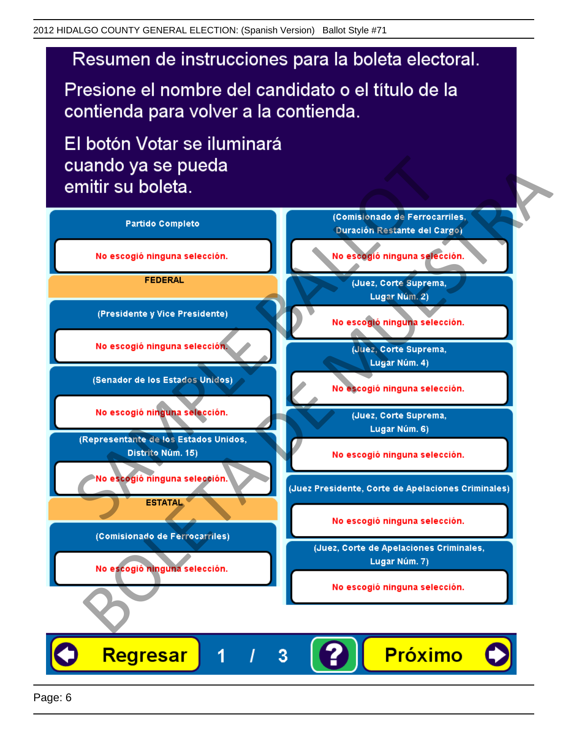# Resumen de instrucciones para la boleta electoral.

Presione el nombre del candidato o el título de la contienda para volver a la contienda.

El botón Votar se iluminará cuando ya se pueda emitir su boleta.

**Partido Completo**

No escogió ninguna selección.

**FEDERAL**

**(Presidente y Vice Presidente)**

No escogió ninguna selección.

**(Senador de los Estados Unidos)**

No escogió ninguna selección.

**(Representante de los Estados Unidos, Distrito Núm. 15)**

No escogió ninguna selección.

**ESTATAL**

**(Comisionado de Ferrocarriles)**

No escogió ninguna selección.

**(Comisionado de Ferrocarriles, Duración Restante del Cargo)**

No escogió ninguna selección.

**(Juez, Corte Suprema, Lugar Núm. 2)**

No escogió ninguna selección.

**(Juez, Corte Suprema, Lugar Núm. 4)**

No escogió ninguna selección.

**(Juez, Corte Suprema, Lugar Núm. 6)**

No escogió ninguna selección.

**(Juez Presidente, Corte de Apelaciones Criminales)**

No escogió ninguna selección.

**(Juez, Corte de Apelaciones Criminales, Lugar Núm. 7)**

No escogió ninguna selección.

Regresar 1 / 3 ? Próximo

SAMPLE BALLOT BOLETA DE MUESTRA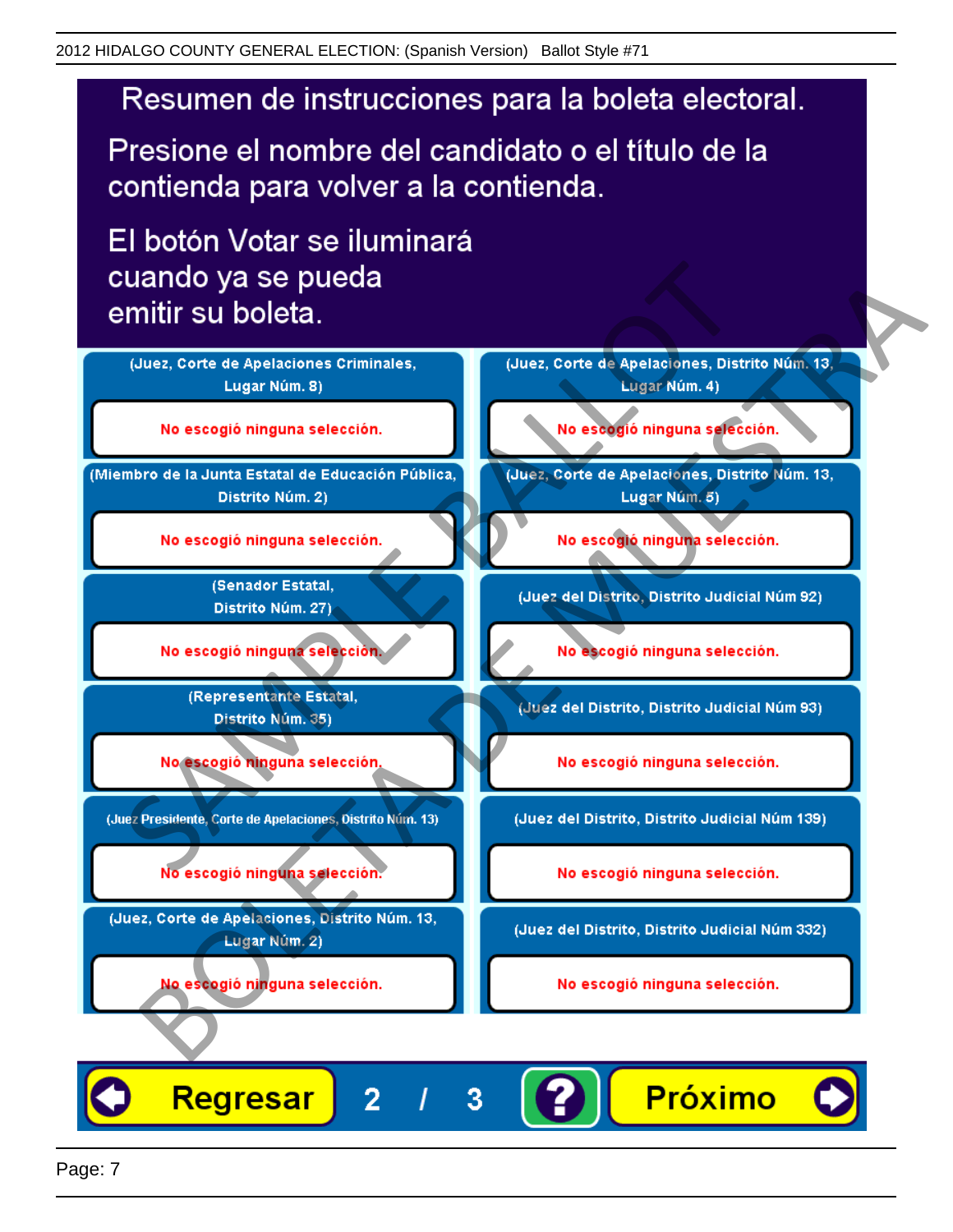# Resumen de instrucciones para la boleta electoral.

Presione el nombre del candidato o el título de la contienda para volver a la contienda.

El botón Votar se iluminará cuando ya se pueda emitir su boleta.

| | |
|---|---|
| (Juez, Corte de Apelaciones Criminales, Lugar Núm. 8) | (Juez, Corte de Apelaciones, Distrito Núm. 13, Lugar Núm. 4) |
| No escogió ninguna selección. | No escogió ninguna selección. |
| (Miembro de la Junta Estatal de Educación Pública, Distrito Núm. 2) | (Juez, Corte de Apelaciones, Distrito Núm. 13, Lugar Núm. 5) |
| No escogió ninguna selección. | No escogió ninguna selección. |
| (Senador Estatal, Distrito Núm. 27) | (Juez del Distrito, Distrito Judicial Núm 92) |
| No escogió ninguna selección. | No escogió ninguna selección. |
| (Representante Estatal, Distrito Núm. 35) | (Juez del Distrito, Distrito Judicial Núm 93) |
| No escogió ninguna selección. | No escogió ninguna selección. |
| (Juez Presidente, Corte de Apelaciones, Distrito Núm. 13) | (Juez del Distrito, Distrito Judicial Núm 139) |
| No escogió ninguna selección. | No escogió ninguna selección. |
| (Juez, Corte de Apelaciones, Distrito Núm. 13, Lugar Núm. 2) | (Juez del Distrito, Distrito Judicial Núm 332) |
| No escogió ninguna selección. | No escogió ninguna selección. |

Regresar 2 / 3 ? Próximo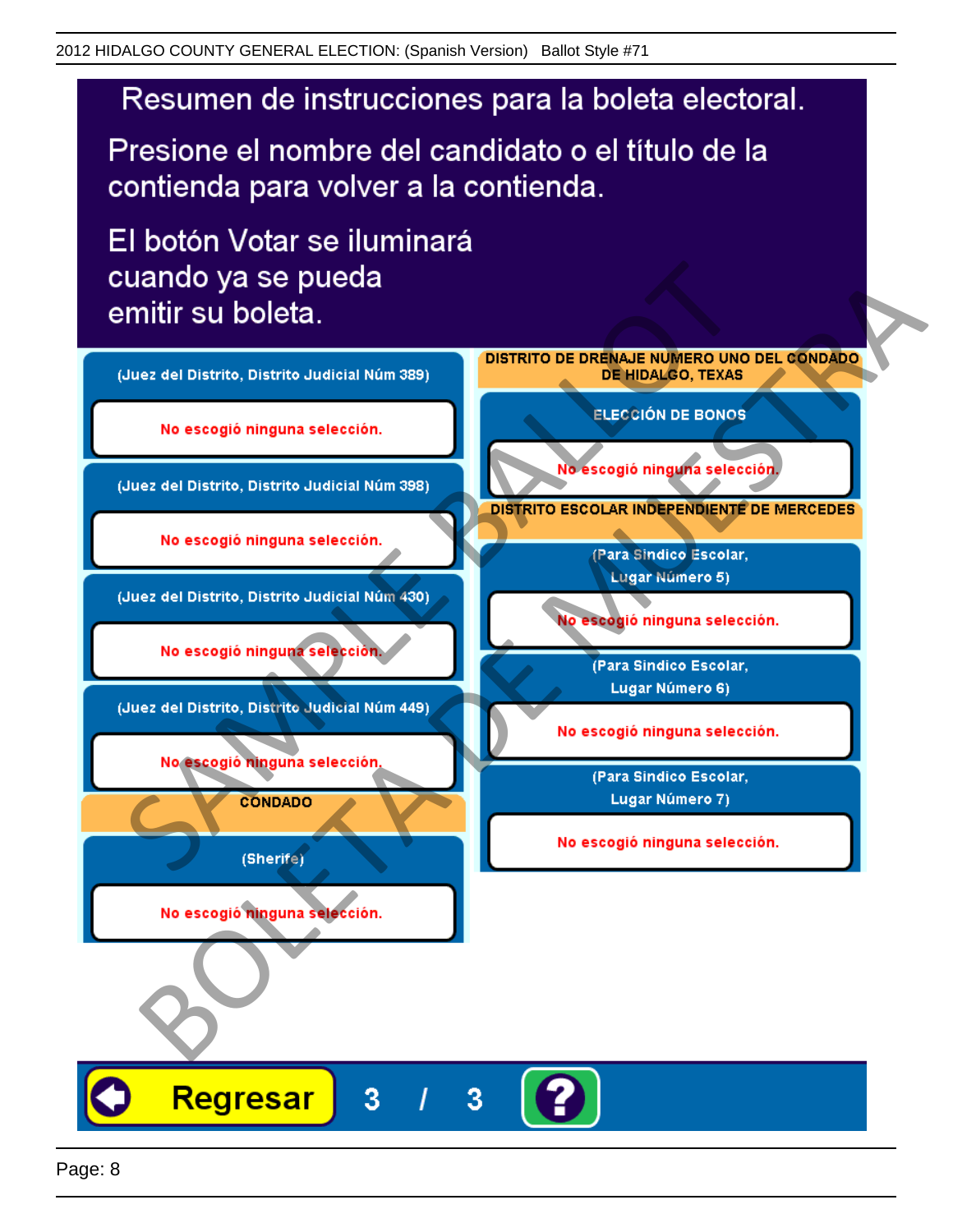2012 HIDALGO COUNTY GENERAL ELECTION: (Spanish Version) Ballot Style #71

# Resumen de instrucciones para la boleta electoral.

Presione el nombre del candidato o el título de la contienda para volver a la contienda.

El botón Votar se iluminará cuando ya se pueda emitir su boleta.

(Juez del Distrito, Distrito Judicial Núm 389)

No escogió ninguna selección.

(Juez del Distrito, Distrito Judicial Núm 398)

No escogió ninguna selección.

(Juez del Distrito, Distrito Judicial Núm 430)

No escogió ninguna selección.

(Juez del Distrito, Distrito Judicial Núm 449)

No escogió ninguna selección.

**CONDADO**

(Sherife)

No escogió ninguna selección.

**DISTRITO DE DRENAJE NUMERO UNO DEL CONDADO DE HIDALGO, TEXAS**

ELECCIÓN DE BONOS

No escogió ninguna selección.

**DISTRITO ESCOLAR INDEPENDIENTE DE MERCEDES**

(Para Síndico Escolar, Lugar Número 5)

No escogió ninguna selección.

(Para Síndico Escolar, Lugar Número 6)

No escogió ninguna selección.

(Para Síndico Escolar, Lugar Número 7)

No escogió ninguna selección.

Regresar 3 / 3 ?

SAMPLE BALLOT BOLETA DE MUESTRA